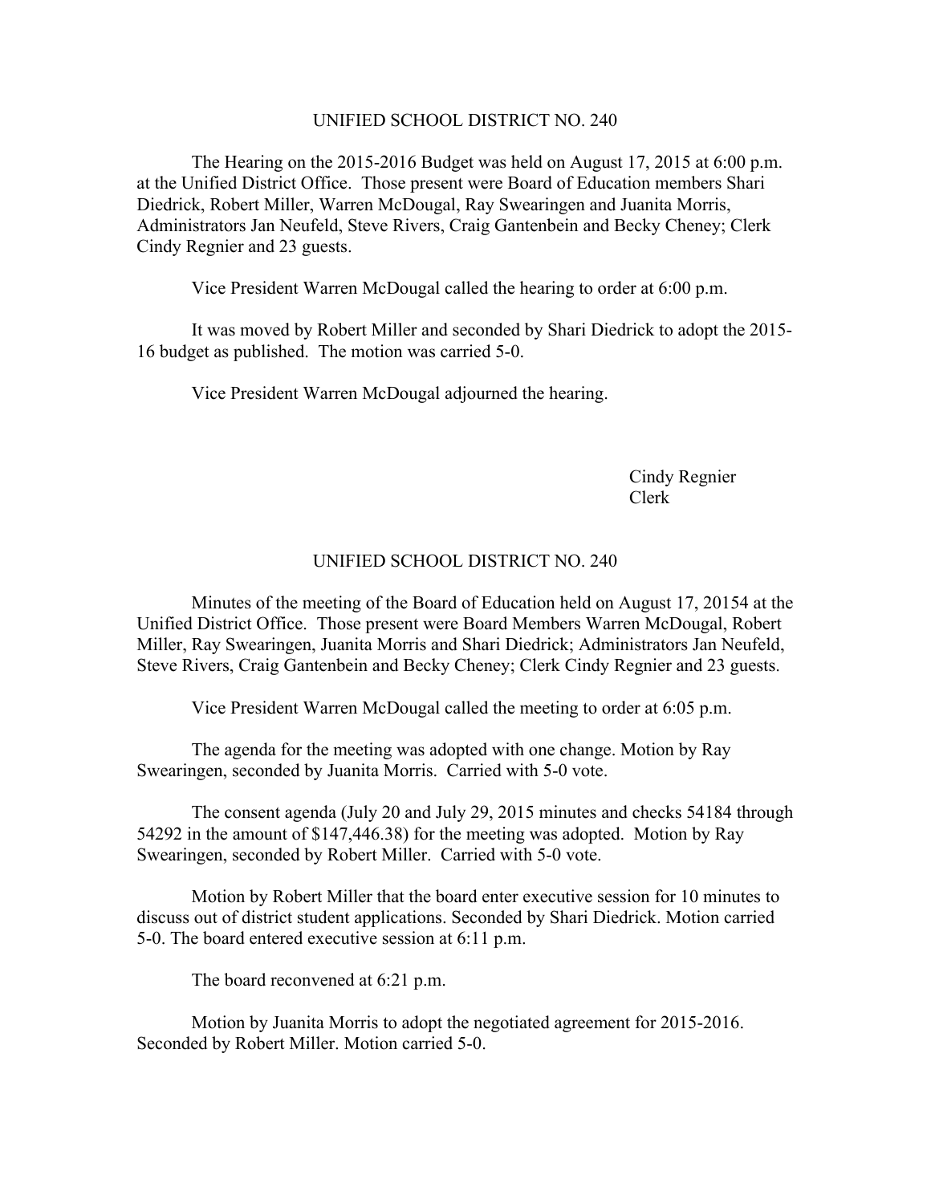## UNIFIED SCHOOL DISTRICT NO. 240

The Hearing on the 2015-2016 Budget was held on August 17, 2015 at 6:00 p.m. at the Unified District Office. Those present were Board of Education members Shari Diedrick, Robert Miller, Warren McDougal, Ray Swearingen and Juanita Morris, Administrators Jan Neufeld, Steve Rivers, Craig Gantenbein and Becky Cheney; Clerk Cindy Regnier and 23 guests.

Vice President Warren McDougal called the hearing to order at 6:00 p.m.

It was moved by Robert Miller and seconded by Shari Diedrick to adopt the 2015-16 budget as published. The motion was carried 5-0.

Vice President Warren McDougal adjourned the hearing.

Cindy Regnier
Clerk

## UNIFIED SCHOOL DISTRICT NO. 240

Minutes of the meeting of the Board of Education held on August 17, 20154 at the Unified District Office. Those present were Board Members Warren McDougal, Robert Miller, Ray Swearingen, Juanita Morris and Shari Diedrick; Administrators Jan Neufeld, Steve Rivers, Craig Gantenbein and Becky Cheney; Clerk Cindy Regnier and 23 guests.

Vice President Warren McDougal called the meeting to order at 6:05 p.m.

The agenda for the meeting was adopted with one change. Motion by Ray Swearingen, seconded by Juanita Morris. Carried with 5-0 vote.

The consent agenda (July 20 and July 29, 2015 minutes and checks 54184 through 54292 in the amount of $147,446.38) for the meeting was adopted. Motion by Ray Swearingen, seconded by Robert Miller. Carried with 5-0 vote.

Motion by Robert Miller that the board enter executive session for 10 minutes to discuss out of district student applications. Seconded by Shari Diedrick. Motion carried 5-0. The board entered executive session at 6:11 p.m.

The board reconvened at 6:21 p.m.

Motion by Juanita Morris to adopt the negotiated agreement for 2015-2016. Seconded by Robert Miller. Motion carried 5-0.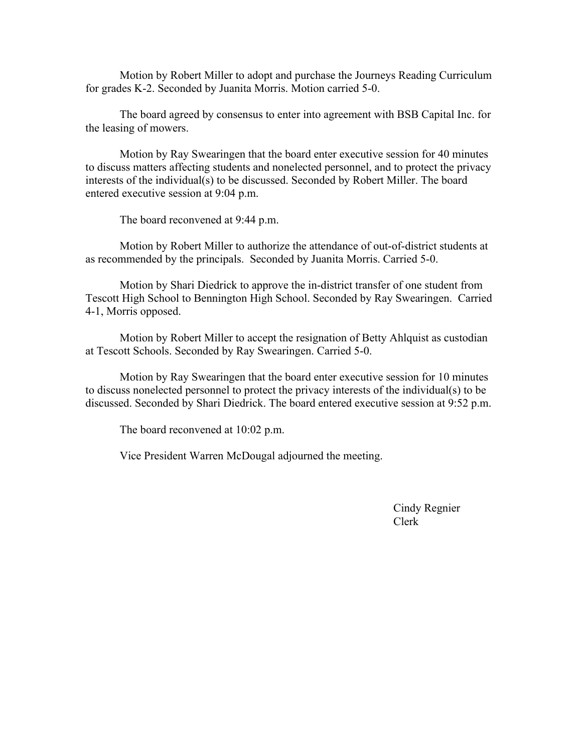Motion by Robert Miller to adopt and purchase the Journeys Reading Curriculum for grades K-2. Seconded by Juanita Morris. Motion carried 5-0.

The board agreed by consensus to enter into agreement with BSB Capital Inc. for the leasing of mowers.

Motion by Ray Swearingen that the board enter executive session for 40 minutes to discuss matters affecting students and nonelected personnel, and to protect the privacy interests of the individual(s) to be discussed. Seconded by Robert Miller. The board entered executive session at 9:04 p.m.

The board reconvened at 9:44 p.m.

Motion by Robert Miller to authorize the attendance of out-of-district students at as recommended by the principals. Seconded by Juanita Morris. Carried 5-0.

Motion by Shari Diedrick to approve the in-district transfer of one student from Tescott High School to Bennington High School. Seconded by Ray Swearingen. Carried 4-1, Morris opposed.

Motion by Robert Miller to accept the resignation of Betty Ahlquist as custodian at Tescott Schools. Seconded by Ray Swearingen. Carried 5-0.

Motion by Ray Swearingen that the board enter executive session for 10 minutes to discuss nonelected personnel to protect the privacy interests of the individual(s) to be discussed. Seconded by Shari Diedrick. The board entered executive session at 9:52 p.m.

The board reconvened at 10:02 p.m.

Vice President Warren McDougal adjourned the meeting.

Cindy Regnier
Clerk